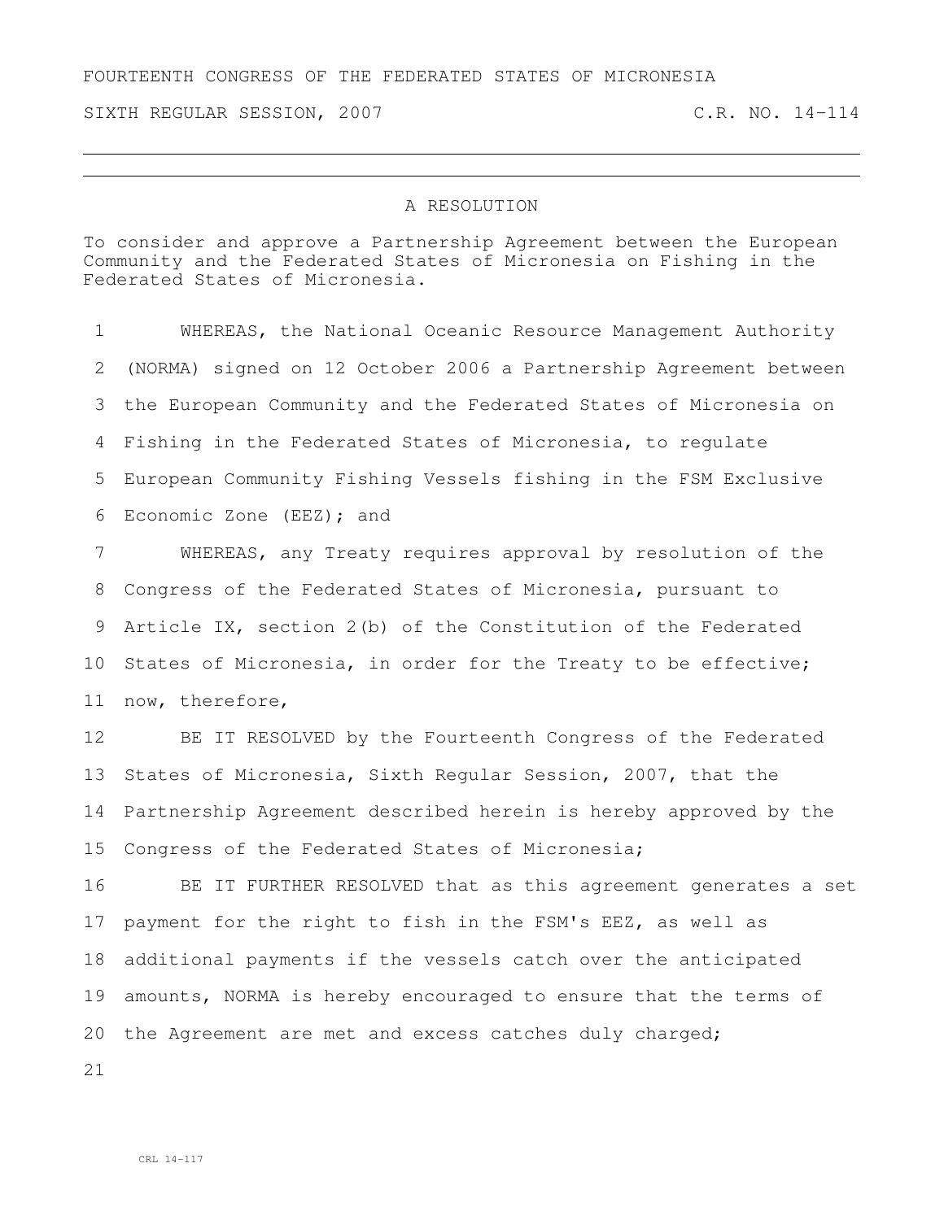FOURTEENTH CONGRESS OF THE FEDERATED STATES OF MICRONESIA

SIXTH REGULAR SESSION, 2007 C.R. NO. 14-114

---

A RESOLUTION

To consider and approve a Partnership Agreement between the European Community and the Federated States of Micronesia on Fishing in the Federated States of Micronesia.

1 WHEREAS, the National Oceanic Resource Management Authority
2 (NORMA) signed on 12 October 2006 a Partnership Agreement between
3 the European Community and the Federated States of Micronesia on
4 Fishing in the Federated States of Micronesia, to regulate
5 European Community Fishing Vessels fishing in the FSM Exclusive
6 Economic Zone (EEZ); and

7 WHEREAS, any Treaty requires approval by resolution of the
8 Congress of the Federated States of Micronesia, pursuant to
9 Article IX, section 2(b) of the Constitution of the Federated
10 States of Micronesia, in order for the Treaty to be effective;
11 now, therefore,

12 BE IT RESOLVED by the Fourteenth Congress of the Federated
13 States of Micronesia, Sixth Regular Session, 2007, that the
14 Partnership Agreement described herein is hereby approved by the
15 Congress of the Federated States of Micronesia;

16 BE IT FURTHER RESOLVED that as this agreement generates a set
17 payment for the right to fish in the FSM's EEZ, as well as
18 additional payments if the vessels catch over the anticipated
19 amounts, NORMA is hereby encouraged to ensure that the terms of
20 the Agreement are met and excess catches duly charged;
21

CRL 14-117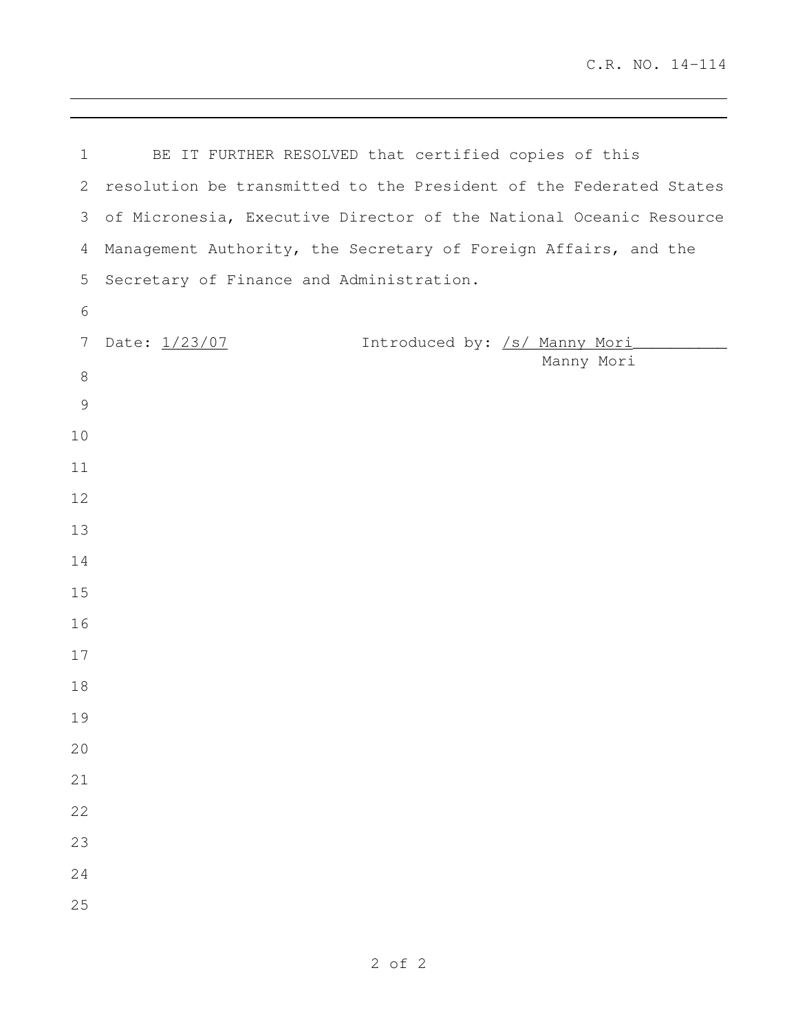BE IT FURTHER RESOLVED that certified copies of this resolution be transmitted to the President of the Federated States of Micronesia, Executive Director of the National Oceanic Resource Management Authority, the Secretary of Foreign Affairs, and the Secretary of Finance and Administration.

Date: 1/23/07

Introduced by: /s/ Manny Mori

Manny Mori